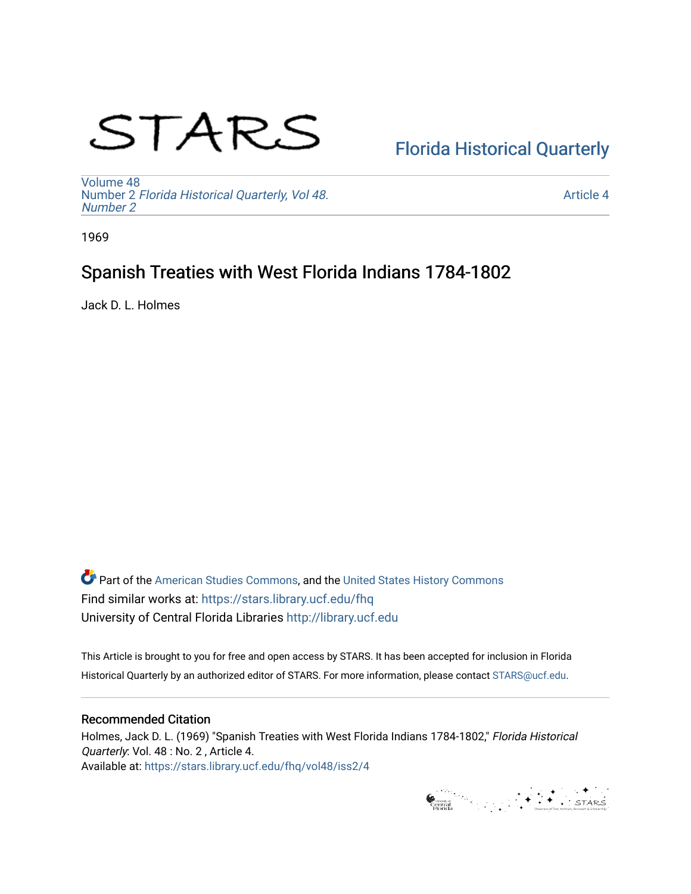STARS

[Florida Historical Quarterly](https://stars.library.ucf.edu/fhq)

Volume 48
Number 2 *Florida Historical Quarterly, Vol 48. Number 2*

Article 4

1969

# Spanish Treaties with West Florida Indians 1784-1802

Jack D. L. Holmes

Part of the American Studies Commons, and the United States History Commons
Find similar works at: https://stars.library.ucf.edu/fhq
University of Central Florida Libraries http://library.ucf.edu

This Article is brought to you for free and open access by STARS. It has been accepted for inclusion in Florida Historical Quarterly by an authorized editor of STARS. For more information, please contact STARS@ucf.edu.

## Recommended Citation

Holmes, Jack D. L. (1969) "Spanish Treaties with West Florida Indians 1784-1802," *Florida Historical Quarterly*: Vol. 48 : No. 2 , Article 4.
Available at: https://stars.library.ucf.edu/fhq/vol48/iss2/4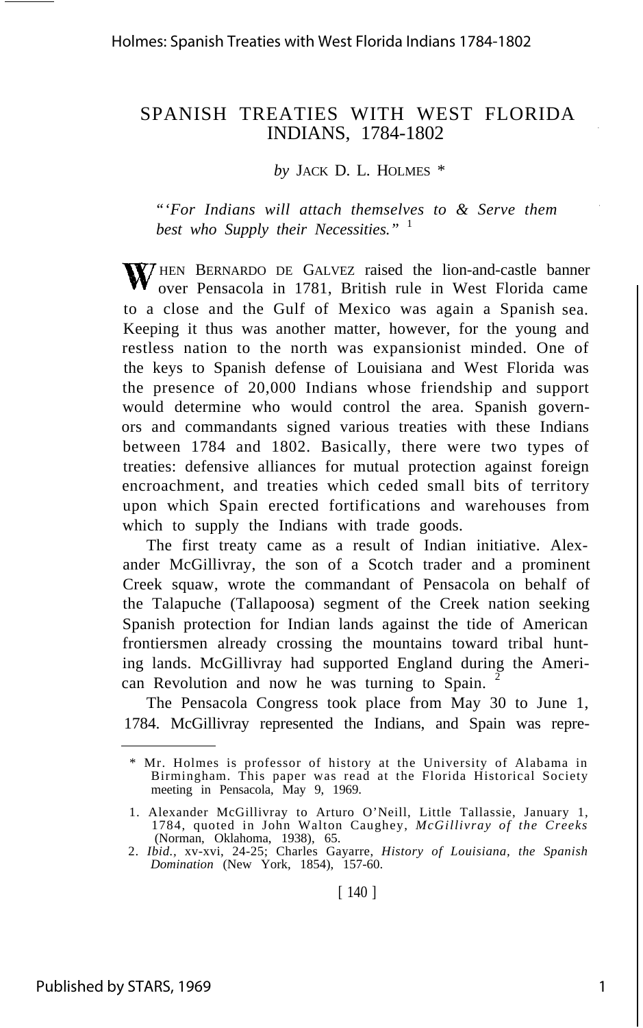# SPANISH TREATIES WITH WEST FLORIDA INDIANS, 1784-1802

*by* JACK D. L. HOLMES *

*"'For Indians will attach themselves to & Serve them best who Supply their Necessities."* [1]

WHEN BERNARDO DE GALVEZ raised the lion-and-castle banner over Pensacola in 1781, British rule in West Florida came to a close and the Gulf of Mexico was again a Spanish sea. Keeping it thus was another matter, however, for the young and restless nation to the north was expansionist minded. One of the keys to Spanish defense of Louisiana and West Florida was the presence of 20,000 Indians whose friendship and support would determine who would control the area. Spanish governors and commandants signed various treaties with these Indians between 1784 and 1802. Basically, there were two types of treaties: defensive alliances for mutual protection against foreign encroachment, and treaties which ceded small bits of territory upon which Spain erected fortifications and warehouses from which to supply the Indians with trade goods.

The first treaty came as a result of Indian initiative. Alexander McGillivray, the son of a Scotch trader and a prominent Creek squaw, wrote the commandant of Pensacola on behalf of the Talapuche (Tallapoosa) segment of the Creek nation seeking Spanish protection for Indian lands against the tide of American frontiersmen already crossing the mountains toward tribal hunting lands. McGillivray had supported England during the American Revolution and now he was turning to Spain. [2]

The Pensacola Congress took place from May 30 to June 1, 1784. McGillivray represented the Indians, and Spain was repre-

---

\* Mr. Holmes is professor of history at the University of Alabama in Birmingham. This paper was read at the Florida Historical Society meeting in Pensacola, May 9, 1969.

1. Alexander McGillivray to Arturo O'Neill, Little Tallassie, January 1, 1784, quoted in John Walton Caughey, *McGillivray of the Creeks* (Norman, Oklahoma, 1938), 65.
2. *Ibid.*, xv-xvi, 24-25; Charles Gayarre, *History of Louisiana, the Spanish Domination* (New York, 1854), 157-60.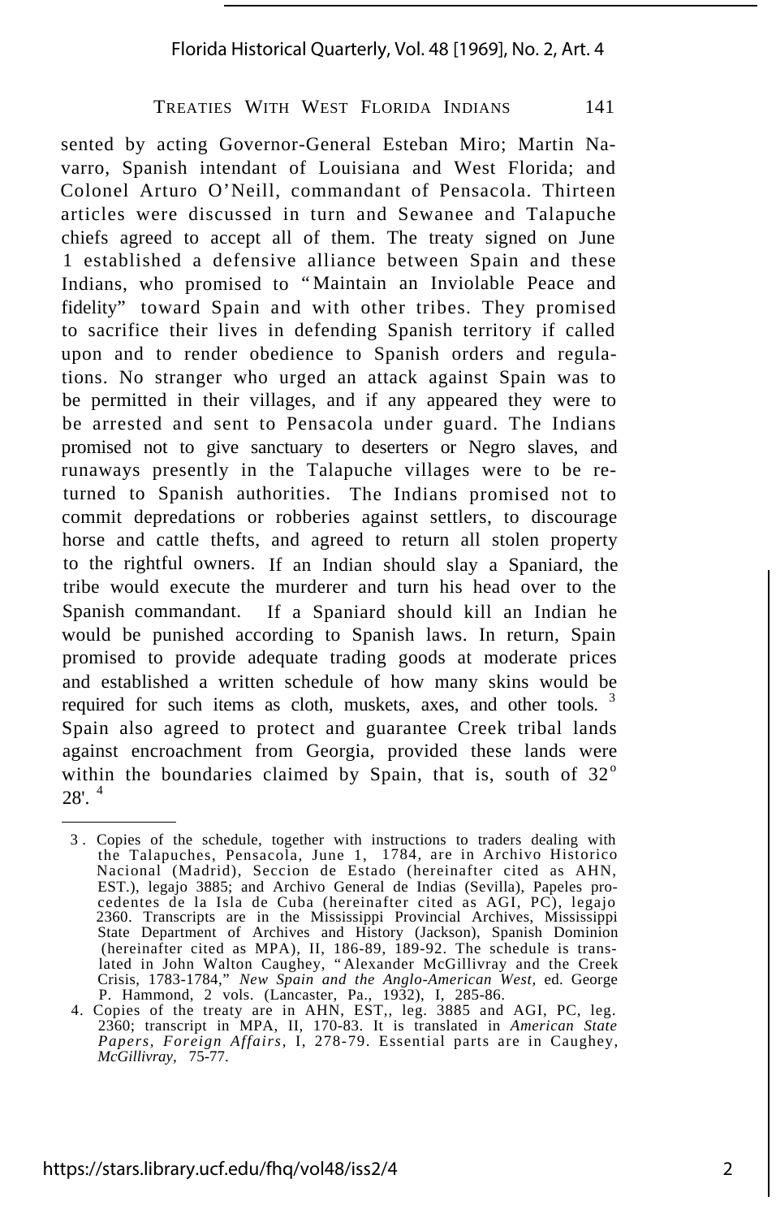sented by acting Governor-General Esteban Miro; Martin Navarro, Spanish intendant of Louisiana and West Florida; and Colonel Arturo O'Neill, commandant of Pensacola. Thirteen articles were discussed in turn and Sewanee and Talapuche chiefs agreed to accept all of them. The treaty signed on June 1 established a defensive alliance between Spain and these Indians, who promised to "Maintain an Inviolable Peace and fidelity" toward Spain and with other tribes. They promised to sacrifice their lives in defending Spanish territory if called upon and to render obedience to Spanish orders and regulations. No stranger who urged an attack against Spain was to be permitted in their villages, and if any appeared they were to be arrested and sent to Pensacola under guard. The Indians promised not to give sanctuary to deserters or Negro slaves, and runaways presently in the Talapuche villages were to be returned to Spanish authorities. The Indians promised not to commit depredations or robberies against settlers, to discourage horse and cattle thefts, and agreed to return all stolen property to the rightful owners. If an Indian should slay a Spaniard, the tribe would execute the murderer and turn his head over to the Spanish commandant. If a Spaniard should kill an Indian he would be punished according to Spanish laws. In return, Spain promised to provide adequate trading goods at moderate prices and established a written schedule of how many skins would be required for such items as cloth, muskets, axes, and other tools. [3] Spain also agreed to protect and guarantee Creek tribal lands against encroachment from Georgia, provided these lands were within the boundaries claimed by Spain, that is, south of 32° 28'. [4]

---

3. Copies of the schedule, together with instructions to traders dealing with the Talapuches, Pensacola, June 1, 1784, are in Archivo Historico Nacional (Madrid), Seccion de Estado (hereinafter cited as AHN, EST.), legajo 3885; and Archivo General de Indias (Sevilla), Papeles procedentes de la Isla de Cuba (hereinafter cited as AGI, PC), legajo 2360. Transcripts are in the Mississippi Provincial Archives, Mississippi State Department of Archives and History (Jackson), Spanish Dominion (hereinafter cited as MPA), II, 186-89, 189-92. The schedule is translated in John Walton Caughey, "Alexander McGillivray and the Creek Crisis, 1783-1784," *New Spain and the Anglo-American West*, ed. George P. Hammond, 2 vols. (Lancaster, Pa., 1932), I, 285-86.

4. Copies of the treaty are in AHN, EST,, leg. 3885 and AGI, PC, leg. 2360; transcript in MPA, II, 170-83. It is translated in *American State Papers, Foreign Affairs*, I, 278-79. Essential parts are in Caughey, *McGillivray,* 75-77.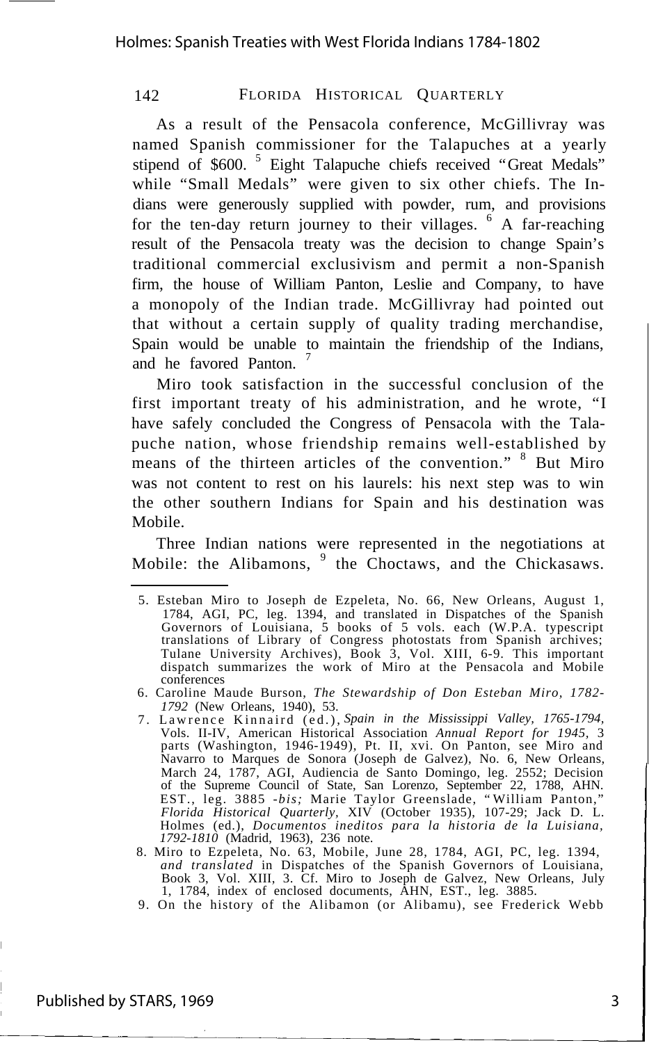As a result of the Pensacola conference, McGillivray was named Spanish commissioner for the Talapuches at a yearly stipend of $600. [5] Eight Talapuche chiefs received "Great Medals" while "Small Medals" were given to six other chiefs. The Indians were generously supplied with powder, rum, and provisions for the ten-day return journey to their villages. [6] A far-reaching result of the Pensacola treaty was the decision to change Spain's traditional commercial exclusivism and permit a non-Spanish firm, the house of William Panton, Leslie and Company, to have a monopoly of the Indian trade. McGillivray had pointed out that without a certain supply of quality trading merchandise, Spain would be unable to maintain the friendship of the Indians, and he favored Panton. [7]

Miro took satisfaction in the successful conclusion of the first important treaty of his administration, and he wrote, "I have safely concluded the Congress of Pensacola with the Talapuche nation, whose friendship remains well-established by means of the thirteen articles of the convention." [8] But Miro was not content to rest on his laurels: his next step was to win the other southern Indians for Spain and his destination was Mobile.

Three Indian nations were represented in the negotiations at Mobile: the Alibamons, [9] the Choctaws, and the Chickasaws.

---

5. Esteban Miro to Joseph de Ezpeleta, No. 66, New Orleans, August 1, 1784, AGI, PC, leg. 1394, and translated in Dispatches of the Spanish Governors of Louisiana, 5 books of 5 vols. each (W.P.A. typescript translations of Library of Congress photostats from Spanish archives; Tulane University Archives), Book 3, Vol. XIII, 6-9. This important dispatch summarizes the work of Miro at the Pensacola and Mobile conferences

6. Caroline Maude Burson, *The Stewardship of Don Esteban Miro, 1782-1792* (New Orleans, 1940), 53.

7. Lawrence Kinnaird (ed.), *Spain in the Mississippi Valley, 1765-1794,* Vols. II-IV, American Historical Association *Annual Report for 1945,* 3 parts (Washington, 1946-1949), Pt. II, xvi. On Panton, see Miro and Navarro to Marques de Sonora (Joseph de Galvez), No. 6, New Orleans, March 24, 1787, AGI, Audiencia de Santo Domingo, leg. 2552; Decision of the Supreme Council of State, San Lorenzo, September 22, 1788, AHN. EST., leg. 3885 -*bis;* Marie Taylor Greenslade, "William Panton," *Florida Historical Quarterly,* XIV (October 1935), 107-29; Jack D. L. Holmes (ed.), *Documentos ineditos para la historia de la Luisiana, 1792-1810* (Madrid, 1963), 236 note.

8. Miro to Ezpeleta, No. 63, Mobile, June 28, 1784, AGI, PC, leg. 1394, *and translated* in Dispatches of the Spanish Governors of Louisiana, Book 3, Vol. XIII, 3. Cf. Miro to Joseph de Galvez, New Orleans, July 1, 1784, index of enclosed documents, AHN, EST., leg. 3885.

9. On the history of the Alibamon (or Alibamu), see Frederick Webb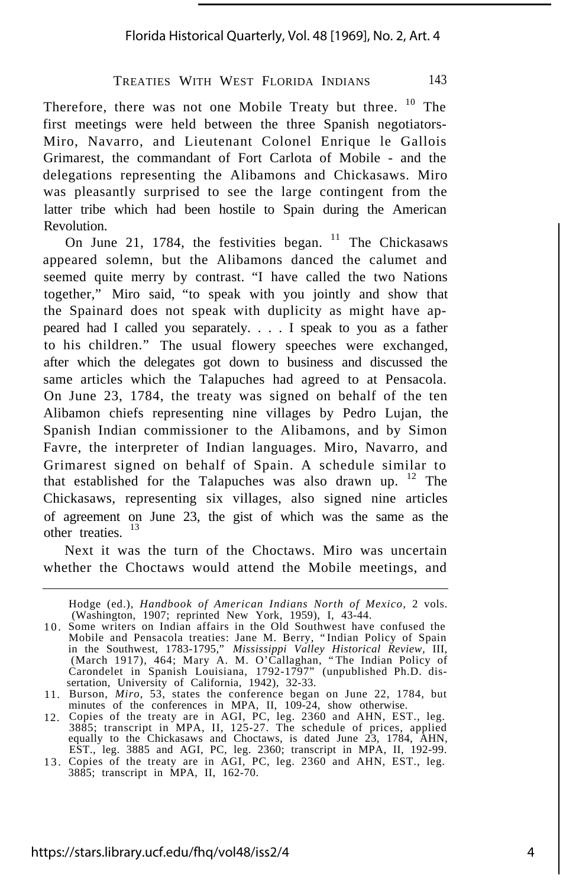Therefore, there was not one Mobile Treaty but three. [10] The first meetings were held between the three Spanish negotiators-Miro, Navarro, and Lieutenant Colonel Enrique le Gallois Grimarest, the commandant of Fort Carlota of Mobile - and the delegations representing the Alibamons and Chickasaws. Miro was pleasantly surprised to see the large contingent from the latter tribe which had been hostile to Spain during the American Revolution.

On June 21, 1784, the festivities began. [11] The Chickasaws appeared solemn, but the Alibamons danced the calumet and seemed quite merry by contrast. "I have called the two Nations together," Miro said, "to speak with you jointly and show that the Spainard does not speak with duplicity as might have appeared had I called you separately. . . . I speak to you as a father to his children." The usual flowery speeches were exchanged, after which the delegates got down to business and discussed the same articles which the Talapuches had agreed to at Pensacola. On June 23, 1784, the treaty was signed on behalf of the ten Alibamon chiefs representing nine villages by Pedro Lujan, the Spanish Indian commissioner to the Alibamons, and by Simon Favre, the interpreter of Indian languages. Miro, Navarro, and Grimarest signed on behalf of Spain. A schedule similar to that established for the Talapuches was also drawn up. [12] The Chickasaws, representing six villages, also signed nine articles of agreement on June 23, the gist of which was the same as the other treaties. [13]

Next it was the turn of the Choctaws. Miro was uncertain whether the Choctaws would attend the Mobile meetings, and

---

Hodge (ed.), *Handbook of American Indians North of Mexico*, 2 vols. (Washington, 1907; reprinted New York, 1959), I, 43-44.

10. Some writers on Indian affairs in the Old Southwest have confused the Mobile and Pensacola treaties: Jane M. Berry, "Indian Policy of Spain in the Southwest, 1783-1795," *Mississippi Valley Historical Review*, III, (March 1917), 464; Mary A. M. O'Callaghan, "The Indian Policy of Carondelet in Spanish Louisiana, 1792-1797" (unpublished Ph.D. dissertation, University of California, 1942), 32-33.
11. Burson, *Miro*, 53, states the conference began on June 22, 1784, but minutes of the conferences in MPA, II, 109-24, show otherwise.
12. Copies of the treaty are in AGI, PC, leg. 2360 and AHN, EST., leg. 3885; transcript in MPA, II, 125-27. The schedule of prices, applied equally to the Chickasaws and Choctaws, is dated June 23, 1784, AHN, EST., leg. 3885 and AGI, PC, leg. 2360; transcript in MPA, II, 192-99.
13. Copies of the treaty are in AGI, PC, leg. 2360 and AHN, EST., leg. 3885; transcript in MPA, II, 162-70.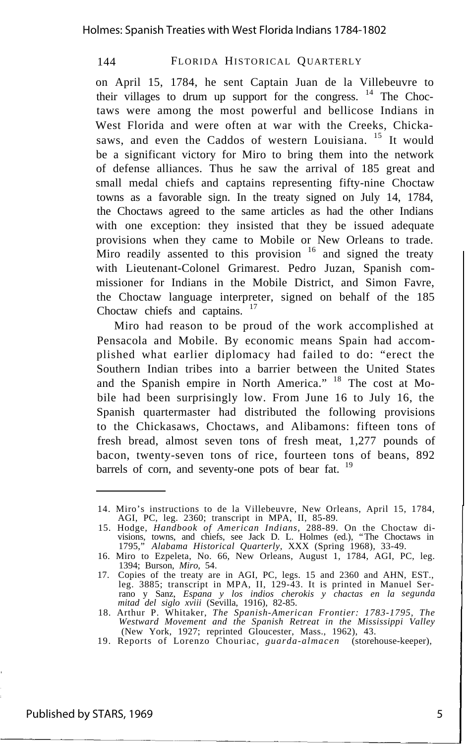on April 15, 1784, he sent Captain Juan de la Villebeuvre to their villages to drum up support for the congress. [14] The Choctaws were among the most powerful and bellicose Indians in West Florida and were often at war with the Creeks, Chickasaws, and even the Caddos of western Louisiana. [15] It would be a significant victory for Miro to bring them into the network of defense alliances. Thus he saw the arrival of 185 great and small medal chiefs and captains representing fifty-nine Choctaw towns as a favorable sign. In the treaty signed on July 14, 1784, the Choctaws agreed to the same articles as had the other Indians with one exception: they insisted that they be issued adequate provisions when they came to Mobile or New Orleans to trade. Miro readily assented to this provision [16] and signed the treaty with Lieutenant-Colonel Grimarest. Pedro Juzan, Spanish commissioner for Indians in the Mobile District, and Simon Favre, the Choctaw language interpreter, signed on behalf of the 185 Choctaw chiefs and captains. [17]

Miro had reason to be proud of the work accomplished at Pensacola and Mobile. By economic means Spain had accomplished what earlier diplomacy had failed to do: "erect the Southern Indian tribes into a barrier between the United States and the Spanish empire in North America." [18] The cost at Mobile had been surprisingly low. From June 16 to July 16, the Spanish quartermaster had distributed the following provisions to the Chickasaws, Choctaws, and Alibamons: fifteen tons of fresh bread, almost seven tons of fresh meat, 1,277 pounds of bacon, twenty-seven tons of rice, fourteen tons of beans, 892 barrels of corn, and seventy-one pots of bear fat. [19]

---

14. Miro's instructions to de la Villebeuvre, New Orleans, April 15, 1784, AGI, PC, leg. 2360; transcript in MPA, II, 85-89.
15. Hodge, *Handbook of American Indians*, 288-89. On the Choctaw divisions, towns, and chiefs, see Jack D. L. Holmes (ed.), "The Choctaws in 1795," *Alabama Historical Quarterly*, XXX (Spring 1968), 33-49.
16. Miro to Ezpeleta, No. 66, New Orleans, August 1, 1784, AGI, PC, leg. 1394; Burson, *Miro*, 54.
17. Copies of the treaty are in AGI, PC, legs. 15 and 2360 and AHN, EST., leg. 3885; transcript in MPA, II, 129-43. It is printed in Manuel Serrano y Sanz, *Espana y los indios cherokis y chactas en la segunda mitad del siglo xviii* (Sevilla, 1916), 82-85.
18. Arthur P. Whitaker, *The Spanish-American Frontier: 1783-1795, The Westward Movement and the Spanish Retreat in the Mississippi Valley* (New York, 1927; reprinted Gloucester, Mass., 1962), 43.
19. Reports of Lorenzo Chouriac, *guarda-almacen* (storehouse-keeper),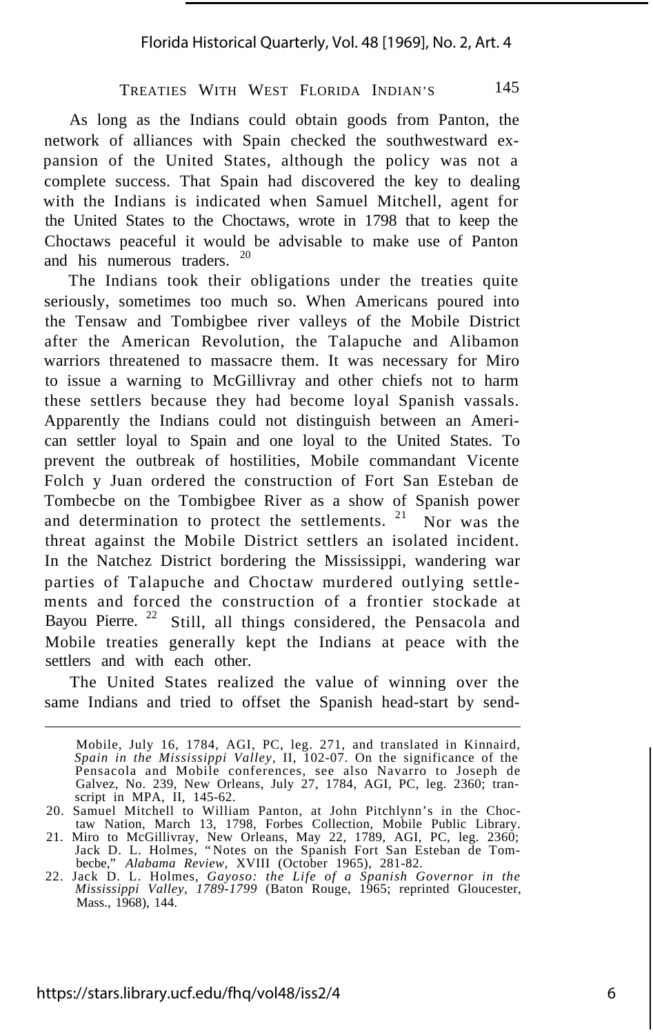As long as the Indians could obtain goods from Panton, the network of alliances with Spain checked the southwestward expansion of the United States, although the policy was not a complete success. That Spain had discovered the key to dealing with the Indians is indicated when Samuel Mitchell, agent for the United States to the Choctaws, wrote in 1798 that to keep the Choctaws peaceful it would be advisable to make use of Panton and his numerous traders. [20]

The Indians took their obligations under the treaties quite seriously, sometimes too much so. When Americans poured into the Tensaw and Tombigbee river valleys of the Mobile District after the American Revolution, the Talapuche and Alibamon warriors threatened to massacre them. It was necessary for Miro to issue a warning to McGillivray and other chiefs not to harm these settlers because they had become loyal Spanish vassals. Apparently the Indians could not distinguish between an American settler loyal to Spain and one loyal to the United States. To prevent the outbreak of hostilities, Mobile commandant Vicente Folch y Juan ordered the construction of Fort San Esteban de Tombecbe on the Tombigbee River as a show of Spanish power and determination to protect the settlements. [21] Nor was the threat against the Mobile District settlers an isolated incident. In the Natchez District bordering the Mississippi, wandering war parties of Talapuche and Choctaw murdered outlying settlements and forced the construction of a frontier stockade at Bayou Pierre. [22] Still, all things considered, the Pensacola and Mobile treaties generally kept the Indians at peace with the settlers and with each other.

The United States realized the value of winning over the same Indians and tried to offset the Spanish head-start by send-

---

Mobile, July 16, 1784, AGI, PC, leg. 271, and translated in Kinnaird, *Spain in the Mississippi Valley,* II, 102-07. On the significance of the Pensacola and Mobile conferences, see also Navarro to Joseph de Galvez, No. 239, New Orleans, July 27, 1784, AGI, PC, leg. 2360; transcript in MPA, II, 145-62.

20. Samuel Mitchell to William Panton, at John Pitchlynn's in the Choctaw Nation, March 13, 1798, Forbes Collection, Mobile Public Library.
21. Miro to McGillivray, New Orleans, May 22, 1789, AGI, PC, leg. 2360; Jack D. L. Holmes, "Notes on the Spanish Fort San Esteban de Tombecbe," *Alabama Review,* XVIII (October 1965), 281-82.
22. Jack D. L. Holmes, *Gayoso: the Life of a Spanish Governor in the Mississippi Valley, 1789-1799* (Baton Rouge, 1965; reprinted Gloucester, Mass., 1968), 144.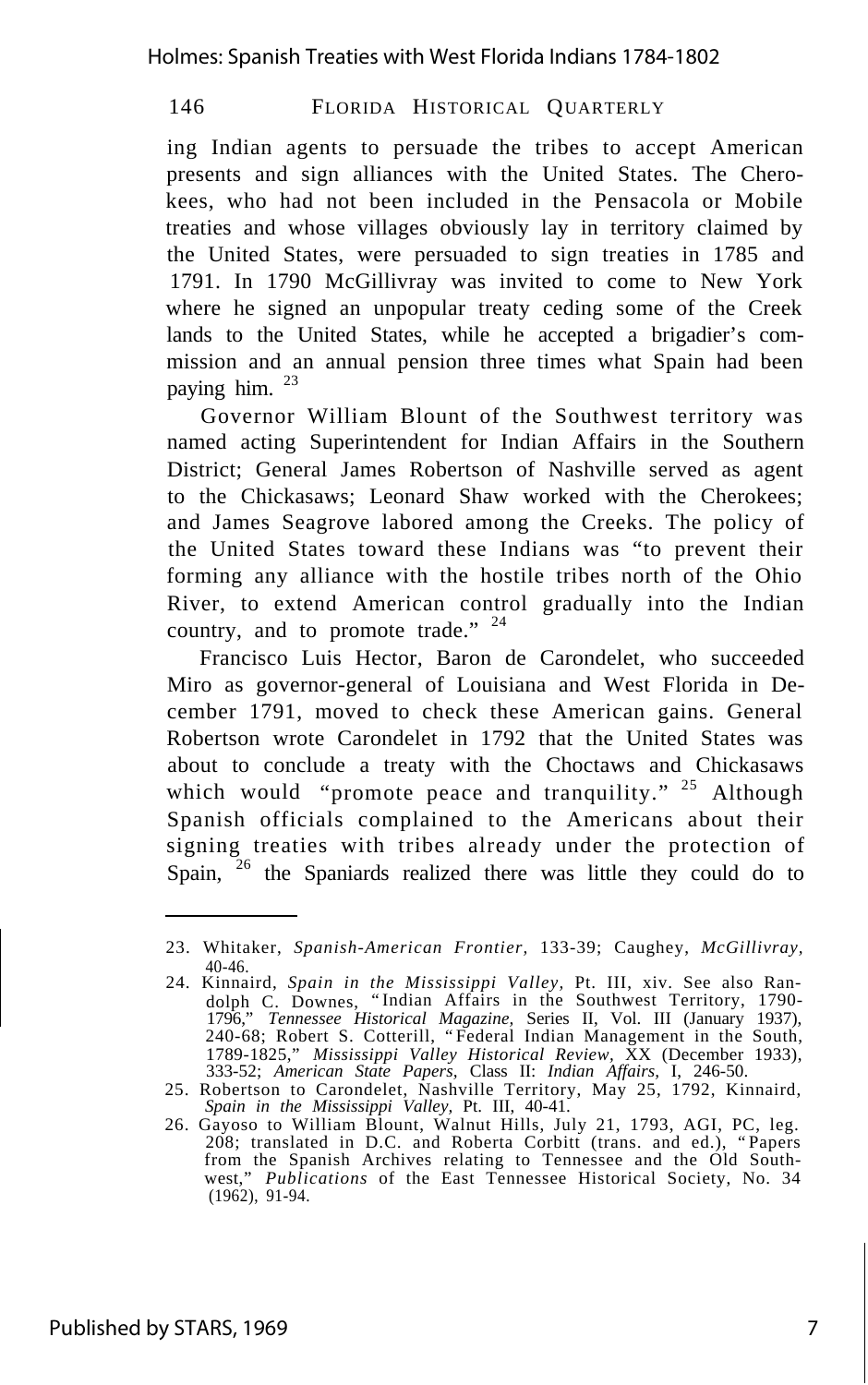ing Indian agents to persuade the tribes to accept American presents and sign alliances with the United States. The Cherokees, who had not been included in the Pensacola or Mobile treaties and whose villages obviously lay in territory claimed by the United States, were persuaded to sign treaties in 1785 and 1791. In 1790 McGillivray was invited to come to New York where he signed an unpopular treaty ceding some of the Creek lands to the United States, while he accepted a brigadier's commission and an annual pension three times what Spain had been paying him. [23]

Governor William Blount of the Southwest territory was named acting Superintendent for Indian Affairs in the Southern District; General James Robertson of Nashville served as agent to the Chickasaws; Leonard Shaw worked with the Cherokees; and James Seagrove labored among the Creeks. The policy of the United States toward these Indians was "to prevent their forming any alliance with the hostile tribes north of the Ohio River, to extend American control gradually into the Indian country, and to promote trade." [24]

Francisco Luis Hector, Baron de Carondelet, who succeeded Miro as governor-general of Louisiana and West Florida in December 1791, moved to check these American gains. General Robertson wrote Carondelet in 1792 that the United States was about to conclude a treaty with the Choctaws and Chickasaws which would "promote peace and tranquility." [25] Although Spanish officials complained to the Americans about their signing treaties with tribes already under the protection of Spain, [26] the Spaniards realized there was little they could do to

---

23. Whitaker, *Spanish-American Frontier,* 133-39; Caughey, *McGillivray,* 40-46.
24. Kinnaird, *Spain in the Mississippi Valley,* Pt. III, xiv. See also Randolph C. Downes, "Indian Affairs in the Southwest Territory, 1790-1796," *Tennessee Historical Magazine,* Series II, Vol. III (January 1937), 240-68; Robert S. Cotterill, "Federal Indian Management in the South, 1789-1825," *Mississippi Valley Historical Review,* XX (December 1933), 333-52; *American State Papers,* Class II: *Indian Affairs,* I, 246-50.
25. Robertson to Carondelet, Nashville Territory, May 25, 1792, Kinnaird, *Spain in the Mississippi Valley,* Pt. III, 40-41.
26. Gayoso to William Blount, Walnut Hills, July 21, 1793, AGI, PC, leg. 208; translated in D.C. and Roberta Corbitt (trans. and ed.), "Papers from the Spanish Archives relating to Tennessee and the Old Southwest," *Publications* of the East Tennessee Historical Society, No. 34 (1962), 91-94.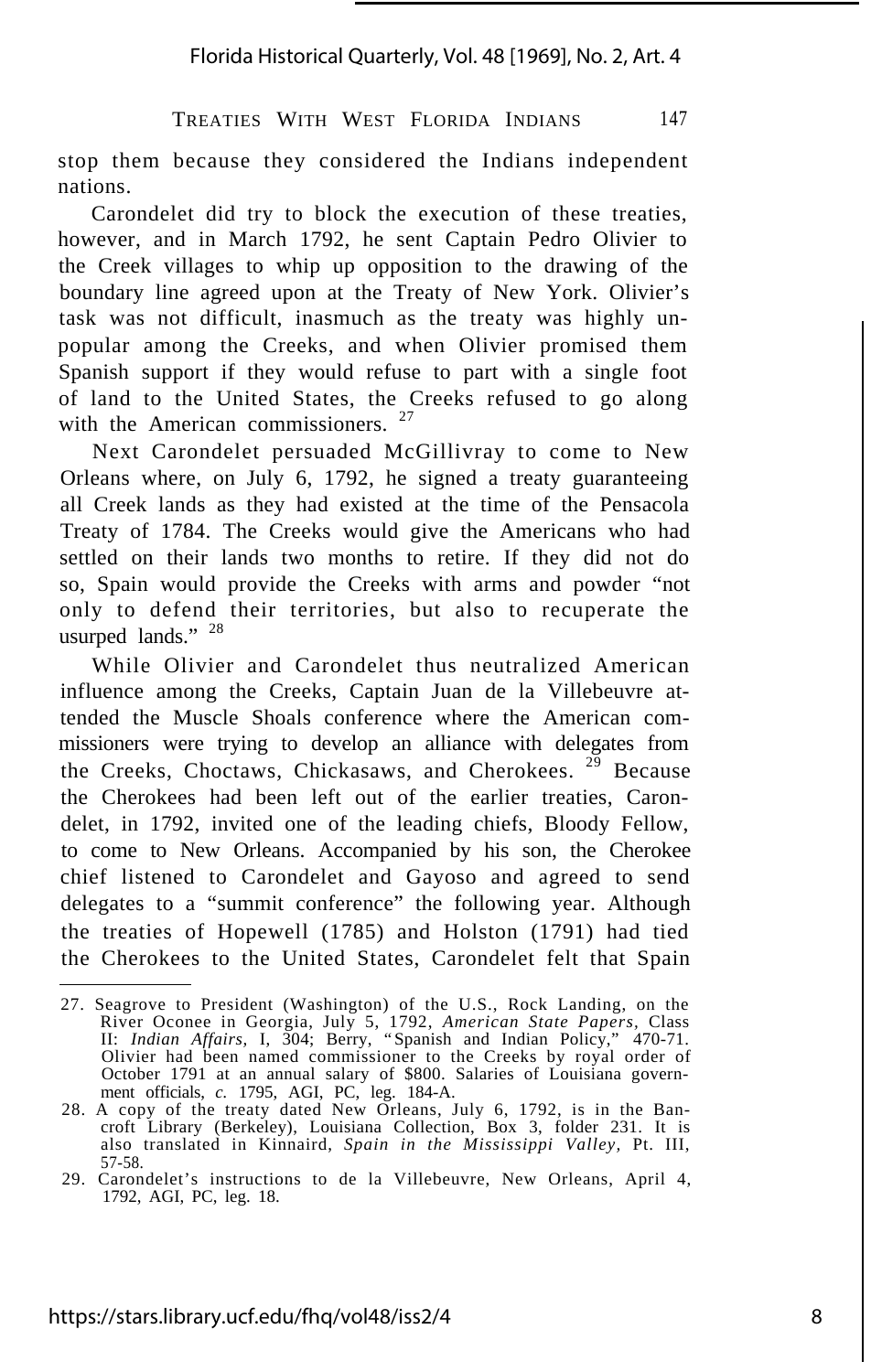stop them because they considered the Indians independent nations.

Carondelet did try to block the execution of these treaties, however, and in March 1792, he sent Captain Pedro Olivier to the Creek villages to whip up opposition to the drawing of the boundary line agreed upon at the Treaty of New York. Olivier's task was not difficult, inasmuch as the treaty was highly unpopular among the Creeks, and when Olivier promised them Spanish support if they would refuse to part with a single foot of land to the United States, the Creeks refused to go along with the American commissioners. [27]

Next Carondelet persuaded McGillivray to come to New Orleans where, on July 6, 1792, he signed a treaty guaranteeing all Creek lands as they had existed at the time of the Pensacola Treaty of 1784. The Creeks would give the Americans who had settled on their lands two months to retire. If they did not do so, Spain would provide the Creeks with arms and powder "not only to defend their territories, but also to recuperate the usurped lands." [28]

While Olivier and Carondelet thus neutralized American influence among the Creeks, Captain Juan de la Villebeuvre attended the Muscle Shoals conference where the American commissioners were trying to develop an alliance with delegates from the Creeks, Choctaws, Chickasaws, and Cherokees. [29] Because the Cherokees had been left out of the earlier treaties, Carondelet, in 1792, invited one of the leading chiefs, Bloody Fellow, to come to New Orleans. Accompanied by his son, the Cherokee chief listened to Carondelet and Gayoso and agreed to send delegates to a "summit conference" the following year. Although the treaties of Hopewell (1785) and Holston (1791) had tied the Cherokees to the United States, Carondelet felt that Spain

---

27. Seagrove to President (Washington) of the U.S., Rock Landing, on the River Oconee in Georgia, July 5, 1792, *American State Papers,* Class II: *Indian Affairs,* I, 304; Berry, "Spanish and Indian Policy," 470-71. Olivier had been named commissioner to the Creeks by royal order of October 1791 at an annual salary of $800. Salaries of Louisiana government officials, *c.* 1795, AGI, PC, leg. 184-A.
28. A copy of the treaty dated New Orleans, July 6, 1792, is in the Bancroft Library (Berkeley), Louisiana Collection, Box 3, folder 231. It is also translated in Kinnaird, *Spain in the Mississippi Valley,* Pt. III, 57-58.
29. Carondelet's instructions to de la Villebeuvre, New Orleans, April 4, 1792, AGI, PC, leg. 18.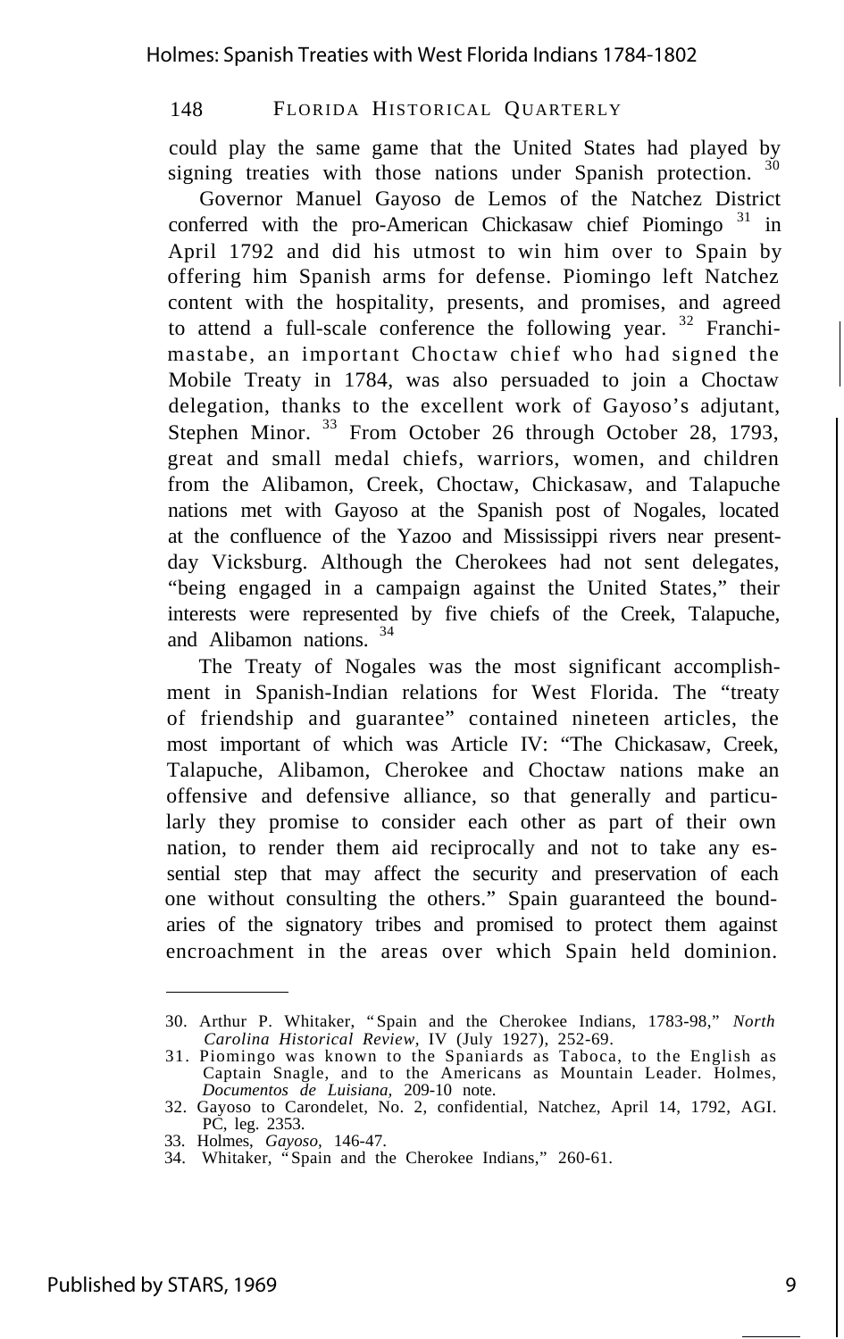could play the same game that the United States had played by signing treaties with those nations under Spanish protection. [30]

Governor Manuel Gayoso de Lemos of the Natchez District conferred with the pro-American Chickasaw chief Piomingo [31] in April 1792 and did his utmost to win him over to Spain by offering him Spanish arms for defense. Piomingo left Natchez content with the hospitality, presents, and promises, and agreed to attend a full-scale conference the following year. [32] Franchimastabe, an important Choctaw chief who had signed the Mobile Treaty in 1784, was also persuaded to join a Choctaw delegation, thanks to the excellent work of Gayoso's adjutant, Stephen Minor. [33] From October 26 through October 28, 1793, great and small medal chiefs, warriors, women, and children from the Alibamon, Creek, Choctaw, Chickasaw, and Talapuche nations met with Gayoso at the Spanish post of Nogales, located at the confluence of the Yazoo and Mississippi rivers near present-day Vicksburg. Although the Cherokees had not sent delegates, "being engaged in a campaign against the United States," their interests were represented by five chiefs of the Creek, Talapuche, and Alibamon nations. [34]

The Treaty of Nogales was the most significant accomplishment in Spanish-Indian relations for West Florida. The "treaty of friendship and guarantee" contained nineteen articles, the most important of which was Article IV: "The Chickasaw, Creek, Talapuche, Alibamon, Cherokee and Choctaw nations make an offensive and defensive alliance, so that generally and particularly they promise to consider each other as part of their own nation, to render them aid reciprocally and not to take any essential step that may affect the security and preservation of each one without consulting the others." Spain guaranteed the boundaries of the signatory tribes and promised to protect them against encroachment in the areas over which Spain held dominion.

---

30. Arthur P. Whitaker, "Spain and the Cherokee Indians, 1783-98," *North Carolina Historical Review*, IV (July 1927), 252-69.
31. Piomingo was known to the Spaniards as Taboca, to the English as Captain Snagle, and to the Americans as Mountain Leader. Holmes, *Documentos de Luisiana,* 209-10 note.
32. Gayoso to Carondelet, No. 2, confidential, Natchez, April 14, 1792, AGI. PC, leg. 2353.
33. Holmes, *Gayoso*, 146-47.
34. Whitaker, "Spain and the Cherokee Indians," 260-61.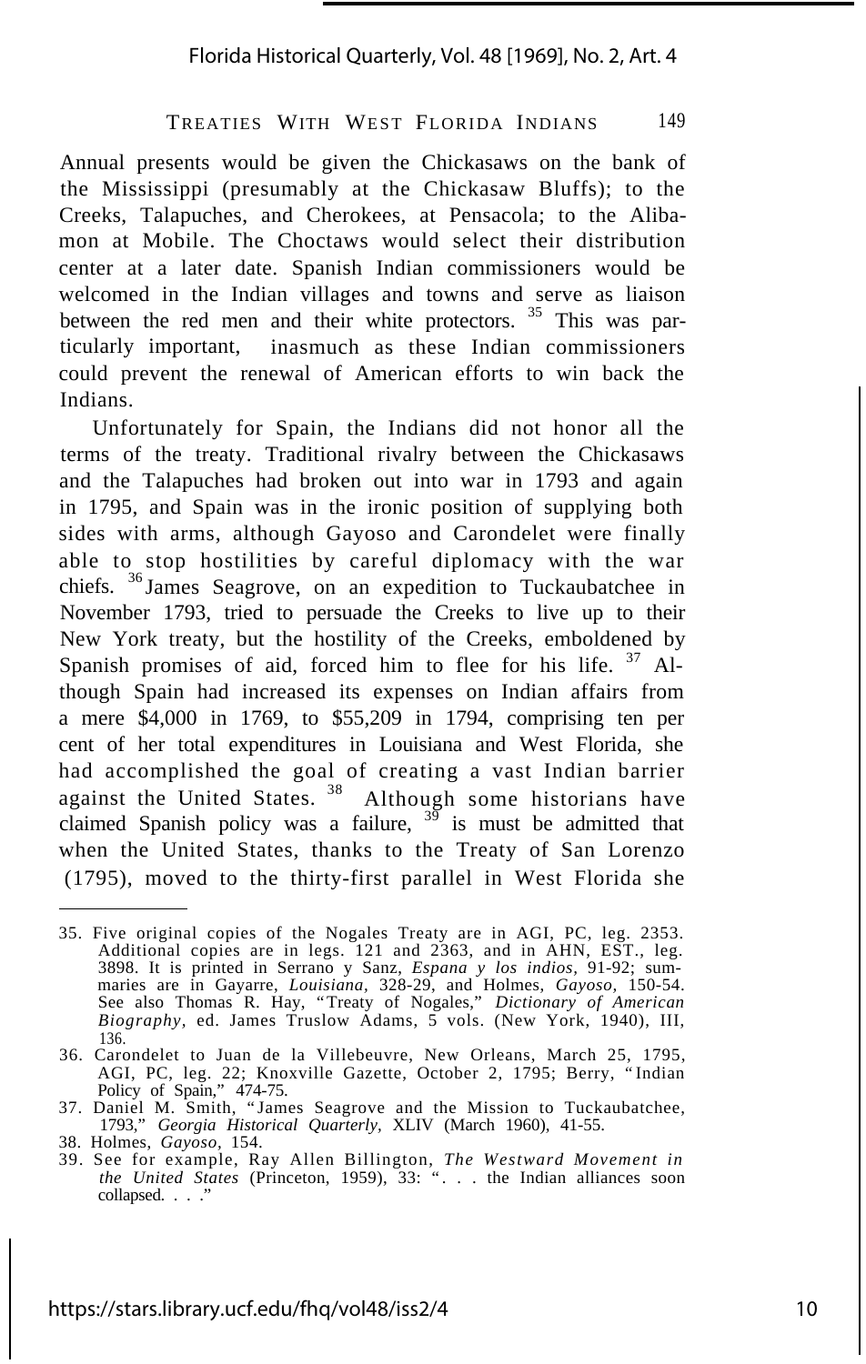Annual presents would be given the Chickasaws on the bank of the Mississippi (presumably at the Chickasaw Bluffs); to the Creeks, Talapuches, and Cherokees, at Pensacola; to the Alibamon at Mobile. The Choctaws would select their distribution center at a later date. Spanish Indian commissioners would be welcomed in the Indian villages and towns and serve as liaison between the red men and their white protectors. [35] This was particularly important, inasmuch as these Indian commissioners could prevent the renewal of American efforts to win back the Indians.

Unfortunately for Spain, the Indians did not honor all the terms of the treaty. Traditional rivalry between the Chickasaws and the Talapuches had broken out into war in 1793 and again in 1795, and Spain was in the ironic position of supplying both sides with arms, although Gayoso and Carondelet were finally able to stop hostilities by careful diplomacy with the war chiefs. [36] James Seagrove, on an expedition to Tuckaubatchee in November 1793, tried to persuade the Creeks to live up to their New York treaty, but the hostility of the Creeks, emboldened by Spanish promises of aid, forced him to flee for his life. [37] Although Spain had increased its expenses on Indian affairs from a mere $4,000 in 1769, to $55,209 in 1794, comprising ten per cent of her total expenditures in Louisiana and West Florida, she had accomplished the goal of creating a vast Indian barrier against the United States. [38] Although some historians have claimed Spanish policy was a failure, [39] is must be admitted that when the United States, thanks to the Treaty of San Lorenzo (1795), moved to the thirty-first parallel in West Florida she

---

35. Five original copies of the Nogales Treaty are in AGI, PC, leg. 2353. Additional copies are in legs. 121 and 2363, and in AHN, EST., leg. 3898. It is printed in Serrano y Sanz, *Espana y los indios,* 91-92; summaries are in Gayarre, *Louisiana,* 328-29, and Holmes, *Gayoso,* 150-54. See also Thomas R. Hay, "Treaty of Nogales," *Dictionary of American Biography,* ed. James Truslow Adams, 5 vols. (New York, 1940), III, 136.
36. Carondelet to Juan de la Villebeuvre, New Orleans, March 25, 1795, AGI, PC, leg. 22; Knoxville Gazette, October 2, 1795; Berry, "Indian Policy of Spain," 474-75.
37. Daniel M. Smith, "James Seagrove and the Mission to Tuckaubatchee, 1793," *Georgia Historical Quarterly,* XLIV (March 1960), 41-55.
38. Holmes, *Gayoso,* 154.
39. See for example, Ray Allen Billington, *The Westward Movement in the United States* (Princeton, 1959), 33: ". . . the Indian alliances soon collapsed. . . ."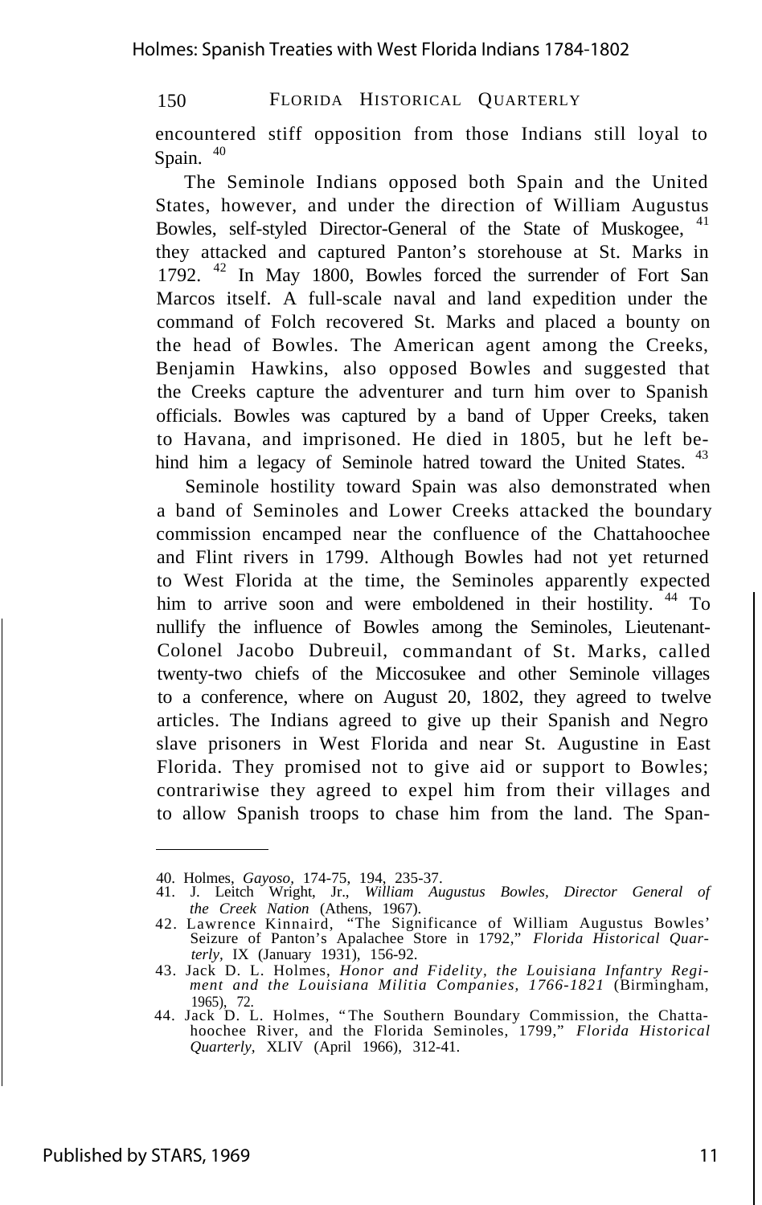encountered stiff opposition from those Indians still loyal to Spain. [40]

The Seminole Indians opposed both Spain and the United States, however, and under the direction of William Augustus Bowles, self-styled Director-General of the State of Muskogee, [41] they attacked and captured Panton's storehouse at St. Marks in 1792. [42] In May 1800, Bowles forced the surrender of Fort San Marcos itself. A full-scale naval and land expedition under the command of Folch recovered St. Marks and placed a bounty on the head of Bowles. The American agent among the Creeks, Benjamin Hawkins, also opposed Bowles and suggested that the Creeks capture the adventurer and turn him over to Spanish officials. Bowles was captured by a band of Upper Creeks, taken to Havana, and imprisoned. He died in 1805, but he left behind him a legacy of Seminole hatred toward the United States. [43]

Seminole hostility toward Spain was also demonstrated when a band of Seminoles and Lower Creeks attacked the boundary commission encamped near the confluence of the Chattahoochee and Flint rivers in 1799. Although Bowles had not yet returned to West Florida at the time, the Seminoles apparently expected him to arrive soon and were emboldened in their hostility. [44] To nullify the influence of Bowles among the Seminoles, Lieutenant-Colonel Jacobo Dubreuil, commandant of St. Marks, called twenty-two chiefs of the Miccosukee and other Seminole villages to a conference, where on August 20, 1802, they agreed to twelve articles. The Indians agreed to give up their Spanish and Negro slave prisoners in West Florida and near St. Augustine in East Florida. They promised not to give aid or support to Bowles; contrariwise they agreed to expel him from their villages and to allow Spanish troops to chase him from the land. The Span-

---

40. Holmes, *Gayoso,* 174-75, 194, 235-37.
41. J. Leitch Wright, Jr., *William Augustus Bowles, Director General of the Creek Nation* (Athens, 1967).
42. Lawrence Kinnaird, "The Significance of William Augustus Bowles' Seizure of Panton's Apalachee Store in 1792," *Florida Historical Quarterly,* IX (January 1931), 156-92.
43. Jack D. L. Holmes, *Honor and Fidelity, the Louisiana Infantry Regiment and the Louisiana Militia Companies, 1766-1821* (Birmingham, 1965), 72.
44. Jack D. L. Holmes, "The Southern Boundary Commission, the Chattahoochee River, and the Florida Seminoles, 1799," *Florida Historical Quarterly,* XLIV (April 1966), 312-41.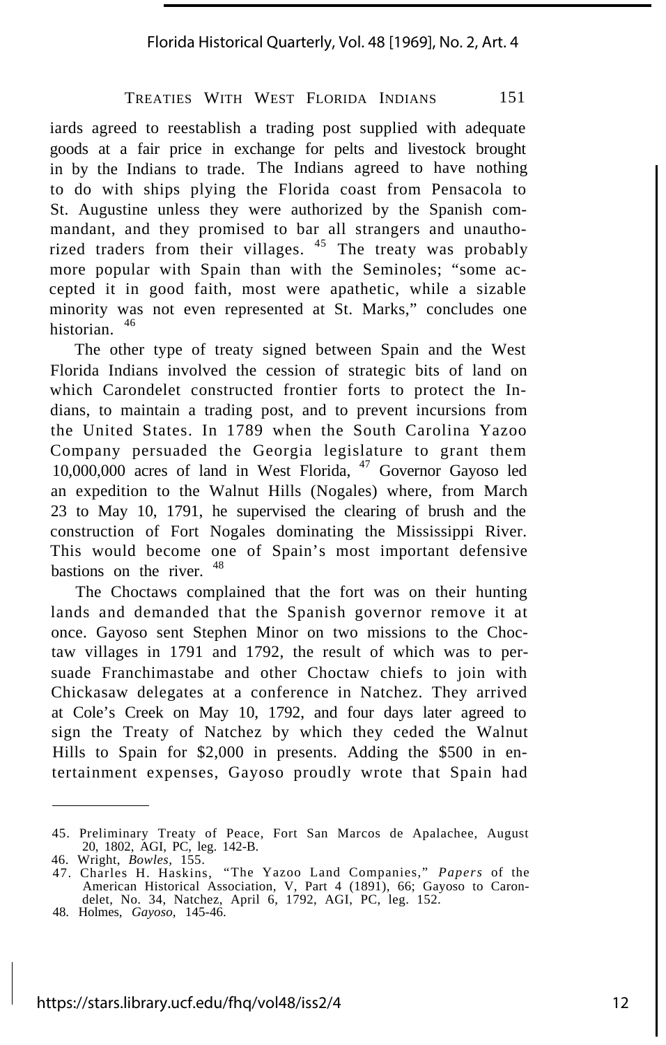iards agreed to reestablish a trading post supplied with adequate goods at a fair price in exchange for pelts and livestock brought in by the Indians to trade. The Indians agreed to have nothing to do with ships plying the Florida coast from Pensacola to St. Augustine unless they were authorized by the Spanish commandant, and they promised to bar all strangers and unauthorized traders from their villages. [45] The treaty was probably more popular with Spain than with the Seminoles; "some accepted it in good faith, most were apathetic, while a sizable minority was not even represented at St. Marks," concludes one historian. [46]

The other type of treaty signed between Spain and the West Florida Indians involved the cession of strategic bits of land on which Carondelet constructed frontier forts to protect the Indians, to maintain a trading post, and to prevent incursions from the United States. In 1789 when the South Carolina Yazoo Company persuaded the Georgia legislature to grant them 10,000,000 acres of land in West Florida, [47] Governor Gayoso led an expedition to the Walnut Hills (Nogales) where, from March 23 to May 10, 1791, he supervised the clearing of brush and the construction of Fort Nogales dominating the Mississippi River. This would become one of Spain's most important defensive bastions on the river. [48]

The Choctaws complained that the fort was on their hunting lands and demanded that the Spanish governor remove it at once. Gayoso sent Stephen Minor on two missions to the Choctaw villages in 1791 and 1792, the result of which was to persuade Franchimastabe and other Choctaw chiefs to join with Chickasaw delegates at a conference in Natchez. They arrived at Cole's Creek on May 10, 1792, and four days later agreed to sign the Treaty of Natchez by which they ceded the Walnut Hills to Spain for $2,000 in presents. Adding the $500 in entertainment expenses, Gayoso proudly wrote that Spain had

---

45. Preliminary Treaty of Peace, Fort San Marcos de Apalachee, August 20, 1802, AGI, PC, leg. 142-B.
46. Wright, *Bowles*, 155.
47. Charles H. Haskins, "The Yazoo Land Companies," *Papers* of the American Historical Association, V, Part 4 (1891), 66; Gayoso to Carondelet, No. 34, Natchez, April 6, 1792, AGI, PC, leg. 152.
48. Holmes, *Gayoso*, 145-46.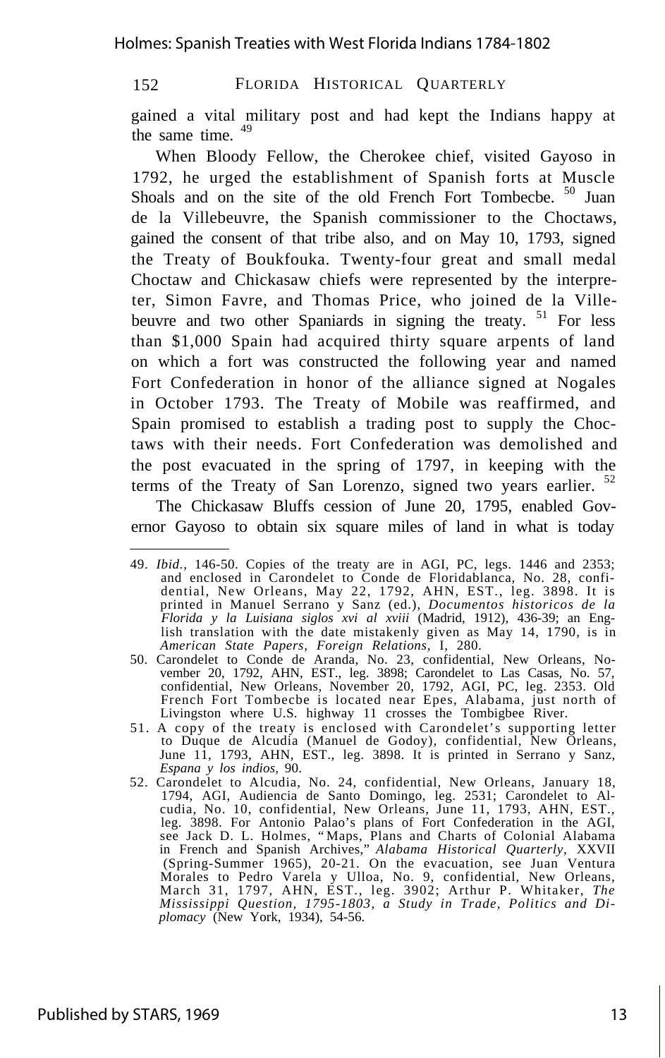gained a vital military post and had kept the Indians happy at the same time. [49]

When Bloody Fellow, the Cherokee chief, visited Gayoso in 1792, he urged the establishment of Spanish forts at Muscle Shoals and on the site of the old French Fort Tombecbe. [50] Juan de la Villebeuvre, the Spanish commissioner to the Choctaws, gained the consent of that tribe also, and on May 10, 1793, signed the Treaty of Boukfouka. Twenty-four great and small medal Choctaw and Chickasaw chiefs were represented by the interpreter, Simon Favre, and Thomas Price, who joined de la Villebeuvre and two other Spaniards in signing the treaty. [51] For less than $1,000 Spain had acquired thirty square arpents of land on which a fort was constructed the following year and named Fort Confederation in honor of the alliance signed at Nogales in October 1793. The Treaty of Mobile was reaffirmed, and Spain promised to establish a trading post to supply the Choctaws with their needs. Fort Confederation was demolished and the post evacuated in the spring of 1797, in keeping with the terms of the Treaty of San Lorenzo, signed two years earlier. [52]

The Chickasaw Bluffs cession of June 20, 1795, enabled Governor Gayoso to obtain six square miles of land in what is today

---

49. *Ibid.*, 146-50. Copies of the treaty are in AGI, PC, legs. 1446 and 2353; and enclosed in Carondelet to Conde de Floridablanca, No. 28, confidential, New Orleans, May 22, 1792, AHN, EST., leg. 3898. It is printed in Manuel Serrano y Sanz (ed.), *Documentos historicos de la Florida y la Luisiana siglos xvi al xviii* (Madrid, 1912), 436-39; an English translation with the date mistakenly given as May 14, 1790, is in *American State Papers, Foreign Relations*, I, 280.
50. Carondelet to Conde de Aranda, No. 23, confidential, New Orleans, November 20, 1792, AHN, EST., leg. 3898; Carondelet to Las Casas, No. 57, confidential, New Orleans, November 20, 1792, AGI, PC, leg. 2353. Old French Fort Tombecbe is located near Epes, Alabama, just north of Livingston where U.S. highway 11 crosses the Tombigbee River.
51. A copy of the treaty is enclosed with Carondelet's supporting letter to Duque de Alcudia (Manuel de Godoy), confidential, New Orleans, June 11, 1793, AHN, EST., leg. 3898. It is printed in Serrano y Sanz, *Espana y los indios*, 90.
52. Carondelet to Alcudia, No. 24, confidential, New Orleans, January 18, 1794, AGI, Audiencia de Santo Domingo, leg. 2531; Carondelet to Alcudia, No. 10, confidential, New Orleans, June 11, 1793, AHN, EST., leg. 3898. For Antonio Palao's plans of Fort Confederation in the AGI, see Jack D. L. Holmes, "Maps, Plans and Charts of Colonial Alabama in French and Spanish Archives," *Alabama Historical Quarterly*, XXVII (Spring-Summer 1965), 20-21. On the evacuation, see Juan Ventura Morales to Pedro Varela y Ulloa, No. 9, confidential, New Orleans, March 31, 1797, AHN, EST., leg. 3902; Arthur P. Whitaker, *The Mississippi Question, 1795-1803, a Study in Trade, Politics and Diplomacy* (New York, 1934), 54-56.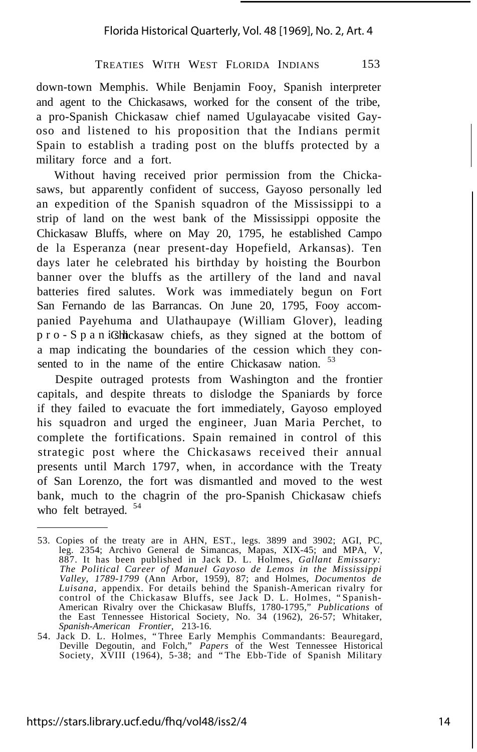down-town Memphis. While Benjamin Fooy, Spanish interpreter and agent to the Chickasaws, worked for the consent of the tribe, a pro-Spanish Chickasaw chief named Ugulayacabe visited Gayoso and listened to his proposition that the Indians permit Spain to establish a trading post on the bluffs protected by a military force and a fort.

Without having received prior permission from the Chickasaws, but apparently confident of success, Gayoso personally led an expedition of the Spanish squadron of the Mississippi to a strip of land on the west bank of the Mississippi opposite the Chickasaw Bluffs, where on May 20, 1795, he established Campo de la Esperanza (near present-day Hopefield, Arkansas). Ten days later he celebrated his birthday by hoisting the Bourbon banner over the bluffs as the artillery of the land and naval batteries fired salutes. Work was immediately begun on Fort San Fernando de las Barrancas. On June 20, 1795, Fooy accompanied Payehuma and Ulathaupaye (William Glover), leading pro-Spanish Chickasaw chiefs, as they signed at the bottom of a map indicating the boundaries of the cession which they consented to in the name of the entire Chickasaw nation. [53]

Despite outraged protests from Washington and the frontier capitals, and despite threats to dislodge the Spaniards by force if they failed to evacuate the fort immediately, Gayoso employed his squadron and urged the engineer, Juan Maria Perchet, to complete the fortifications. Spain remained in control of this strategic post where the Chickasaws received their annual presents until March 1797, when, in accordance with the Treaty of San Lorenzo, the fort was dismantled and moved to the west bank, much to the chagrin of the pro-Spanish Chickasaw chiefs who felt betrayed. [54]

---

53. Copies of the treaty are in AHN, EST., legs. 3899 and 3902; AGI, PC, leg. 2354; Archivo General de Simancas, Mapas, XIX-45; and MPA, V, 887. It has been published in Jack D. L. Holmes, *Gallant Emissary: The Political Career of Manuel Gayoso de Lemos in the Mississippi Valley, 1789-1799* (Ann Arbor, 1959), 87; and Holmes, *Documentos de Luisana*, appendix. For details behind the Spanish-American rivalry for control of the Chickasaw Bluffs, see Jack D. L. Holmes, "Spanish-American Rivalry over the Chickasaw Bluffs, 1780-1795," *Publications* of the East Tennessee Historical Society, No. 34 (1962), 26-57; Whitaker, *Spanish-American Frontier*, 213-16.

54. Jack D. L. Holmes, "Three Early Memphis Commandants: Beauregard, Deville Degoutin, and Folch," *Papers* of the West Tennessee Historical Society, XVIII (1964), 5-38; and "The Ebb-Tide of Spanish Military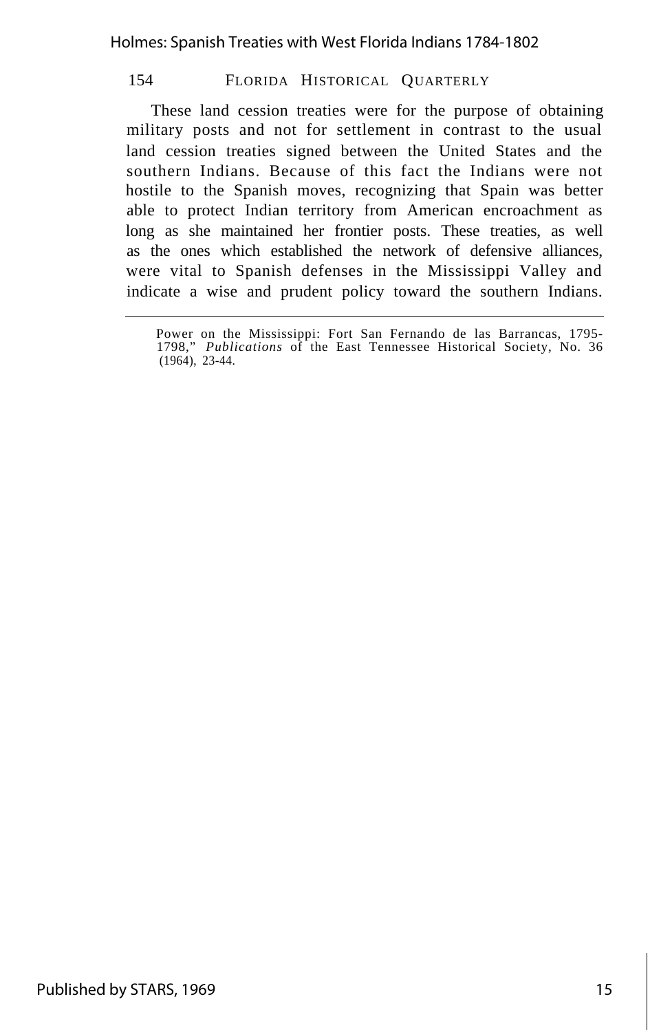These land cession treaties were for the purpose of obtaining military posts and not for settlement in contrast to the usual land cession treaties signed between the United States and the southern Indians. Because of this fact the Indians were not hostile to the Spanish moves, recognizing that Spain was better able to protect Indian territory from American encroachment as long as she maintained her frontier posts. These treaties, as well as the ones which established the network of defensive alliances, were vital to Spanish defenses in the Mississippi Valley and indicate a wise and prudent policy toward the southern Indians.

---

Power on the Mississippi: Fort San Fernando de las Barrancas, 1795-1798," *Publications* of the East Tennessee Historical Society, No. 36 (1964), 23-44.